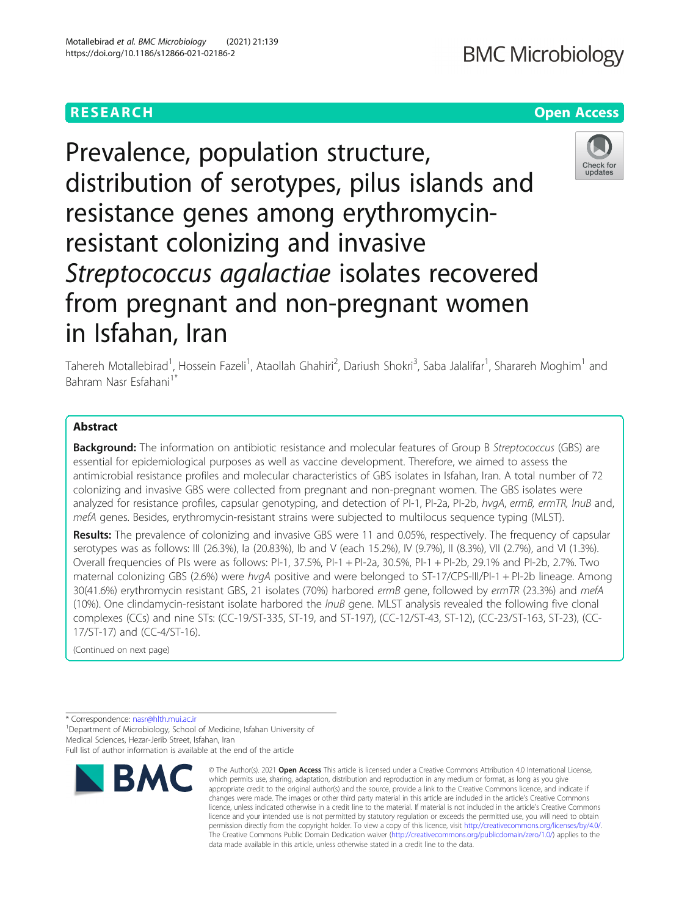RESEARCH

Open Access

# Prevalence, population structure, distribution of serotypes, pilus islands and resistance genes among erythromycin-resistant colonizing and invasive *Streptococcus agalactiae* isolates recovered from pregnant and non-pregnant women in Isfahan, Iran

Tahereh Motallebirad[1], Hossein Fazeli[1], Ataollah Ghahiri[2], Dariush Shokri[3], Saba Jalalifar[1], Sharareh Moghim[1] and Bahram Nasr Esfahani[1*]

## Abstract

**Background:** The information on antibiotic resistance and molecular features of Group B *Streptococcus* (GBS) are essential for epidemiological purposes as well as vaccine development. Therefore, we aimed to assess the antimicrobial resistance profiles and molecular characteristics of GBS isolates in Isfahan, Iran. A total number of 72 colonizing and invasive GBS were collected from pregnant and non-pregnant women. The GBS isolates were analyzed for resistance profiles, capsular genotyping, and detection of PI-1, PI-2a, PI-2b, *hvgA*, *ermB, ermTR, lnuB* and, *mefA* genes. Besides, erythromycin-resistant strains were subjected to multilocus sequence typing (MLST).

**Results:** The prevalence of colonizing and invasive GBS were 11 and 0.05%, respectively. The frequency of capsular serotypes was as follows: III (26.3%), Ia (20.83%), Ib and V (each 15.2%), IV (9.7%), II (8.3%), VII (2.7%), and VI (1.3%). Overall frequencies of PIs were as follows: PI-1, 37.5%, PI-1 + PI-2a, 30.5%, PI-1 + PI-2b, 29.1% and PI-2b, 2.7%. Two maternal colonizing GBS (2.6%) were *hvgA* positive and were belonged to ST-17/CPS-III/PI-1 + PI-2b lineage. Among 30(41.6%) erythromycin resistant GBS, 21 isolates (70%) harbored *ermB* gene, followed by *ermTR* (23.3%) and *mefA* (10%). One clindamycin-resistant isolate harbored the *lnuB* gene. MLST analysis revealed the following five clonal complexes (CCs) and nine STs: (CC-19/ST-335, ST-19, and ST-197), (CC-12/ST-43, ST-12), (CC-23/ST-163, ST-23), (CC-17/ST-17) and (CC-4/ST-16).

(Continued on next page)

* Correspondence: nasr@hlth.mui.ac.ir

[1]Department of Microbiology, School of Medicine, Isfahan University of Medical Sciences, Hezar-Jerib Street, Isfahan, Iran

Full list of author information is available at the end of the article

© The Author(s). 2021 **Open Access** This article is licensed under a Creative Commons Attribution 4.0 International License, which permits use, sharing, adaptation, distribution and reproduction in any medium or format, as long as you give appropriate credit to the original author(s) and the source, provide a link to the Creative Commons licence, and indicate if changes were made. The images or other third party material in this article are included in the article's Creative Commons licence, unless indicated otherwise in a credit line to the material. If material is not included in the article's Creative Commons licence and your intended use is not permitted by statutory regulation or exceeds the permitted use, you will need to obtain permission directly from the copyright holder. To view a copy of this licence, visit http://creativecommons.org/licenses/by/4.0/. The Creative Commons Public Domain Dedication waiver (http://creativecommons.org/publicdomain/zero/1.0/) applies to the data made available in this article, unless otherwise stated in a credit line to the data.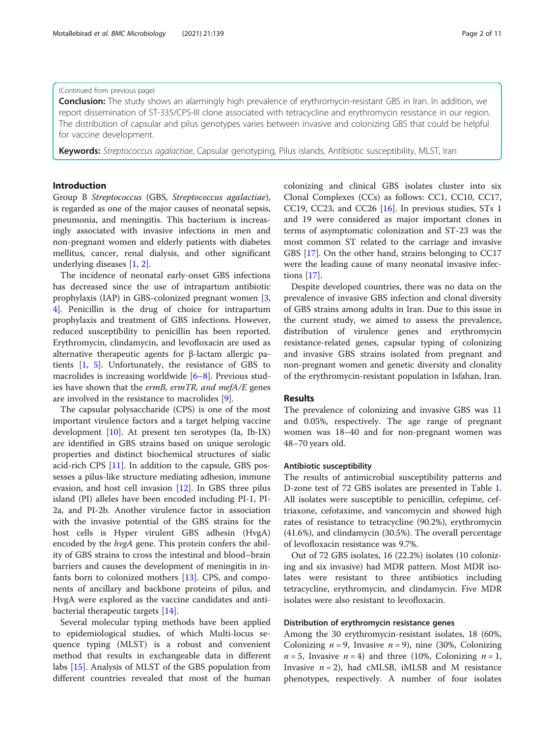(Continued from previous page)

**Conclusion:** The study shows an alarmingly high prevalence of erythromycin-resistant GBS in Iran. In addition, we report dissemination of ST-335/CPS-III clone associated with tetracycline and erythromycin resistance in our region. The distribution of capsular and pilus genotypes varies between invasive and colonizing GBS that could be helpful for vaccine development.

**Keywords:** *Streptococcus agalactiae*, Capsular genotyping, Pilus islands, Antibiotic susceptibility, MLST, Iran

## Introduction

Group B *Streptococcus* (GBS, *Streptococcus agalactiae*), is regarded as one of the major causes of neonatal sepsis, pneumonia, and meningitis. This bacterium is increasingly associated with invasive infections in men and non-pregnant women and elderly patients with diabetes mellitus, cancer, renal dialysis, and other significant underlying diseases [1, 2].

The incidence of neonatal early-onset GBS infections has decreased since the use of intrapartum antibiotic prophylaxis (IAP) in GBS-colonized pregnant women [3, 4]. Penicillin is the drug of choice for intrapartum prophylaxis and treatment of GBS infections. However, reduced susceptibility to penicillin has been reported. Erythromycin, clindamycin, and levofloxacin are used as alternative therapeutic agents for β-lactam allergic patients [1, 5]. Unfortunately, the resistance of GBS to macrolides is increasing worldwide [6–8]. Previous studies have shown that the *ermB, ermTR, and mefA/E* genes are involved in the resistance to macrolides [9].

The capsular polysaccharide (CPS) is one of the most important virulence factors and a target helping vaccine development [10]. At present ten serotypes (Ia, Ib-IX) are identified in GBS strains based on unique serologic properties and distinct biochemical structures of sialic acid-rich CPS [11]. In addition to the capsule, GBS possesses a pilus-like structure mediating adhesion, immune evasion, and host cell invasion [12]. In GBS three pilus island (PI) alleles have been encoded including PI-1, PI-2a, and PI-2b. Another virulence factor in association with the invasive potential of the GBS strains for the host cells is Hyper virulent GBS adhesin (HvgA) encoded by the *hvgA* gene. This protein confers the ability of GBS strains to cross the intestinal and blood–brain barriers and causes the development of meningitis in infants born to colonized mothers [13]. CPS, and components of ancillary and backbone proteins of pilus, and HvgA were explored as the vaccine candidates and antibacterial therapeutic targets [14].

Several molecular typing methods have been applied to epidemiological studies, of which Multi-locus sequence typing (MLST) is a robust and convenient method that results in exchangeable data in different labs [15]. Analysis of MLST of the GBS population from different countries revealed that most of the human colonizing and clinical GBS isolates cluster into six Clonal Complexes (CCs) as follows: CC1, CC10, CC17, CC19, CC23, and CC26 [16]. In previous studies, STs 1 and 19 were considered as major important clones in terms of asymptomatic colonization and ST-23 was the most common ST related to the carriage and invasive GBS [17]. On the other hand, strains belonging to CC17 were the leading cause of many neonatal invasive infections [17].

Despite developed countries, there was no data on the prevalence of invasive GBS infection and clonal diversity of GBS strains among adults in Iran. Due to this issue in the current study, we aimed to assess the prevalence, distribution of virulence genes and erythromycin resistance-related genes, capsular typing of colonizing and invasive GBS strains isolated from pregnant and non-pregnant women and genetic diversity and clonality of the erythromycin-resistant population in Isfahan, Iran.

## Results

The prevalence of colonizing and invasive GBS was 11 and 0.05%, respectively. The age range of pregnant women was 18–40 and for non-pregnant women was 48–70 years old.

### Antibiotic susceptibility

The results of antimicrobial susceptibility patterns and D-zone test of 72 GBS isolates are presented in Table 1. All isolates were susceptible to penicillin, cefepime, ceftriaxone, cefotaxime, and vancomycin and showed high rates of resistance to tetracycline (90.2%), erythromycin (41.6%), and clindamycin (30.5%). The overall percentage of levofloxacin resistance was 9.7%.

Out of 72 GBS isolates, 16 (22.2%) isolates (10 colonizing and six invasive) had MDR pattern. Most MDR isolates were resistant to three antibiotics including tetracycline, erythromycin, and clindamycin. Five MDR isolates were also resistant to levofloxacin.

### Distribution of erythromycin resistance genes

Among the 30 erythromycin-resistant isolates, 18 (60%, Colonizing $n = 9$, Invasive $n = 9$), nine (30%, Colonizing $n = 5$, Invasive $n = 4$) and three (10%, Colonizing $n = 1$, Invasive $n = 2$), had cMLSB, iMLSB and M resistance phenotypes, respectively. A number of four isolates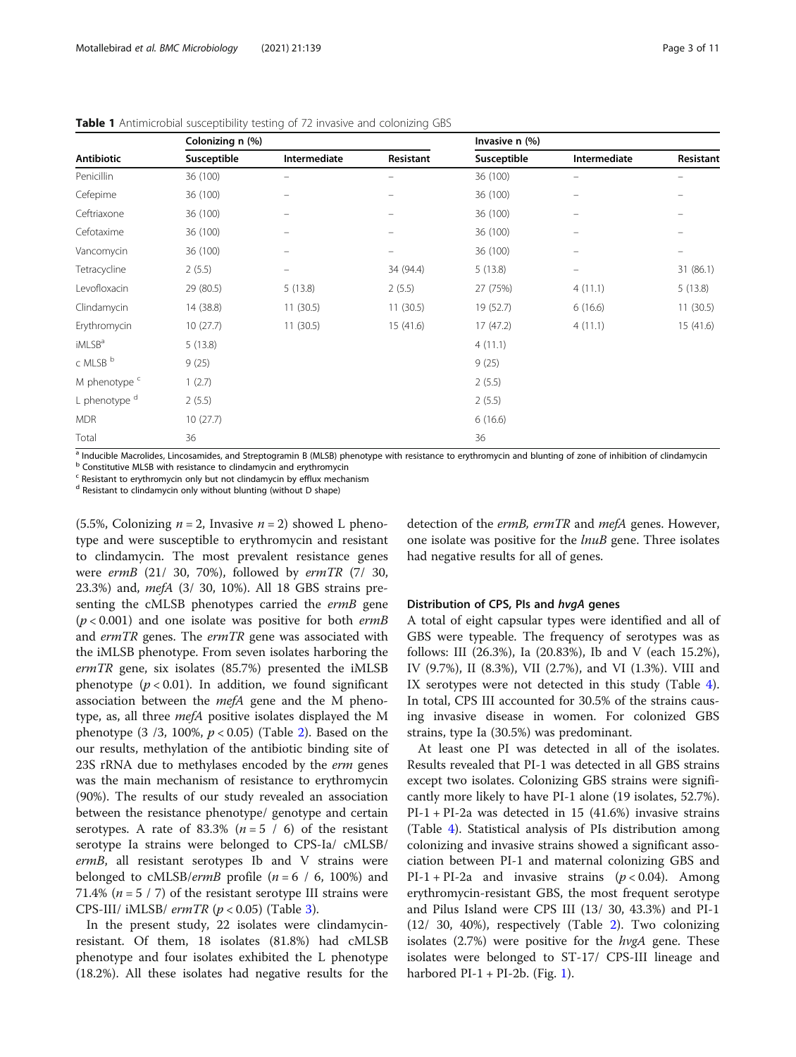**Table 1** Antimicrobial susceptibility testing of 72 invasive and colonizing GBS

| Antibiotic | Colonizing n (%) | | | Invasive n (%) | | |
|---|---|---|---|---|---|---|
| | Susceptible | Intermediate | Resistant | Susceptible | Intermediate | Resistant |
| Penicillin | 36 (100) | – | – | 36 (100) | – | – |
| Cefepime | 36 (100) | – | – | 36 (100) | – | – |
| Ceftriaxone | 36 (100) | – | – | 36 (100) | – | – |
| Cefotaxime | 36 (100) | – | – | 36 (100) | – | – |
| Vancomycin | 36 (100) | – | – | 36 (100) | – | – |
| Tetracycline | 2 (5.5) | – | 34 (94.4) | 5 (13.8) | – | 31 (86.1) |
| Levofloxacin | 29 (80.5) | 5 (13.8) | 2 (5.5) | 27 (75%) | 4 (11.1) | 5 (13.8) |
| Clindamycin | 14 (38.8) | 11 (30.5) | 11 (30.5) | 19 (52.7) | 6 (16.6) | 11 (30.5) |
| Erythromycin | 10 (27.7) | 11 (30.5) | 15 (41.6) | 17 (47.2) | 4 (11.1) | 15 (41.6) |
| iMLSB[a] | 5 (13.8) | | | 4 (11.1) | | |
| c MLSB [b] | 9 (25) | | | 9 (25) | | |
| M phenotype [c] | 1 (2.7) | | | 2 (5.5) | | |
| L phenotype [d] | 2 (5.5) | | | 2 (5.5) | | |
| MDR | 10 (27.7) | | | 6 (16.6) | | |
| Total | 36 | | | 36 | | |

[a] Inducible Macrolides, Lincosamides, and Streptogramin B (MLSB) phenotype with resistance to erythromycin and blunting of zone of inhibition of clindamycin
[b] Constitutive MLSB with resistance to clindamycin and erythromycin
[c] Resistant to erythromycin only but not clindamycin by efflux mechanism
[d] Resistant to clindamycin only without blunting (without D shape)

(5.5%, Colonizing $n = 2$, Invasive $n = 2$) showed L phenotype and were susceptible to erythromycin and resistant to clindamycin. The most prevalent resistance genes were *ermB* (21/ 30, 70%), followed by *ermTR* (7/ 30, 23.3%) and, *mefA* (3/ 30, 10%). All 18 GBS strains presenting the cMLSB phenotypes carried the *ermB* gene ($p < 0.001$) and one isolate was positive for both *ermB* and *ermTR* genes. The *ermTR* gene was associated with the iMLSB phenotype. From seven isolates harboring the *ermTR* gene, six isolates (85.7%) presented the iMLSB phenotype ($p < 0.01$). In addition, we found significant association between the *mefA* gene and the M phenotype, as, all three *mefA* positive isolates displayed the M phenotype (3 /3, 100%, $p < 0.05$) (Table 2). Based on the our results, methylation of the antibiotic binding site of 23S rRNA due to methylases encoded by the *erm* genes was the main mechanism of resistance to erythromycin (90%). The results of our study revealed an association between the resistance phenotype/ genotype and certain serotypes. A rate of 83.3% ($n = 5$ / 6) of the resistant serotype Ia strains were belonged to CPS-Ia/ cMLSB/ *ermB*, all resistant serotypes Ib and V strains were belonged to cMLSB/*ermB* profile ($n = 6$ / 6, 100%) and 71.4% ($n = 5$ / 7) of the resistant serotype III strains were CPS-III/ iMLSB/ *ermTR* ($p < 0.05$) (Table 3).

In the present study, 22 isolates were clindamycin-resistant. Of them, 18 isolates (81.8%) had cMLSB phenotype and four isolates exhibited the L phenotype (18.2%). All these isolates had negative results for the detection of the *ermB*, *ermTR* and *mefA* genes. However, one isolate was positive for the *lnuB* gene. Three isolates had negative results for all of genes.

## Distribution of CPS, PIs and *hvgA* genes

A total of eight capsular types were identified and all of GBS were typeable. The frequency of serotypes was as follows: III (26.3%), Ia (20.83%), Ib and V (each 15.2%), IV (9.7%), II (8.3%), VII (2.7%), and VI (1.3%). VIII and IX serotypes were not detected in this study (Table 4). In total, CPS III accounted for 30.5% of the strains causing invasive disease in women. For colonized GBS strains, type Ia (30.5%) was predominant.

At least one PI was detected in all of the isolates. Results revealed that PI-1 was detected in all GBS strains except two isolates. Colonizing GBS strains were significantly more likely to have PI-1 alone (19 isolates, 52.7%). PI-1 + PI-2a was detected in 15 (41.6%) invasive strains (Table 4). Statistical analysis of PIs distribution among colonizing and invasive strains showed a significant association between PI-1 and maternal colonizing GBS and PI-1 + PI-2a and invasive strains ($p < 0.04$). Among erythromycin-resistant GBS, the most frequent serotype and Pilus Island were CPS III (13/ 30, 43.3%) and PI-1 (12/ 30, 40%), respectively (Table 2). Two colonizing isolates (2.7%) were positive for the *hvgA* gene. These isolates were belonged to ST-17/ CPS-III lineage and harbored PI-1 + PI-2b. (Fig. 1).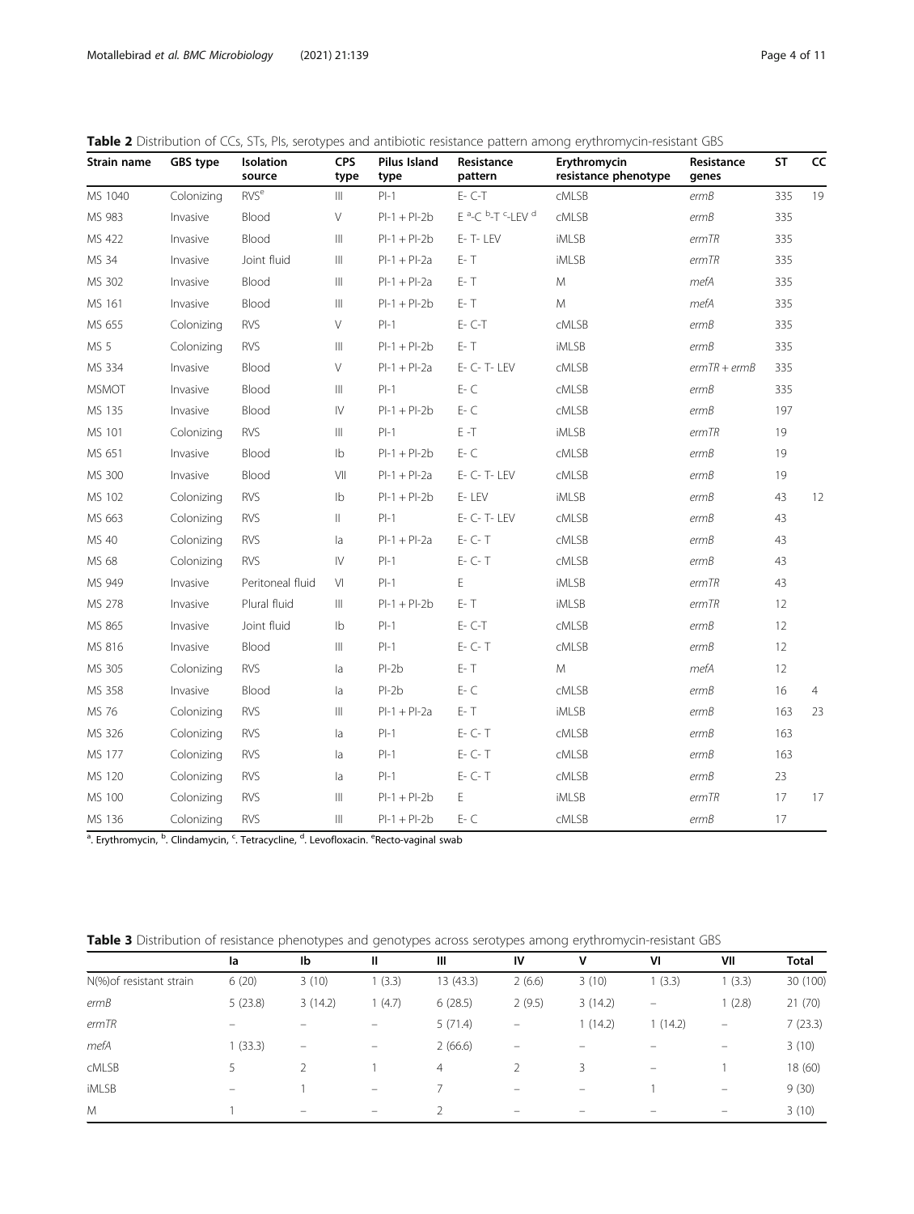**Table 2** Distribution of CCs, STs, PIs, serotypes and antibiotic resistance pattern among erythromycin-resistant GBS

| Strain name | GBS type | Isolation source | CPS type | Pilus Island type | Resistance pattern | Erythromycin resistance phenotype | Resistance genes | ST | CC |
|---|---|---|---|---|---|---|---|---|---|
| MS 1040 | Colonizing | RVS[e] | III | PI-1 | E- C-T | cMLSB | *ermB* | 335 | 19 |
| MS 983 | Invasive | Blood | V | PI-1 + PI-2b | E [a]-C [b]-T [c]-LEV [d] | cMLSB | *ermB* | 335 | |
| MS 422 | Invasive | Blood | III | PI-1 + PI-2b | E- T- LEV | iMLSB | *ermTR* | 335 | |
| MS 34 | Invasive | Joint fluid | III | PI-1 + PI-2a | E- T | iMLSB | *ermTR* | 335 | |
| MS 302 | Invasive | Blood | III | PI-1 + PI-2a | E- T | M | *mefA* | 335 | |
| MS 161 | Invasive | Blood | III | PI-1 + PI-2b | E- T | M | *mefA* | 335 | |
| MS 655 | Colonizing | RVS | V | PI-1 | E- C-T | cMLSB | *ermB* | 335 | |
| MS 5 | Colonizing | RVS | III | PI-1 + PI-2b | E- T | iMLSB | *ermB* | 335 | |
| MS 334 | Invasive | Blood | V | PI-1 + PI-2a | E- C- T- LEV | cMLSB | *ermTR + ermB* | 335 | |
| MSMOT | Invasive | Blood | III | PI-1 | E- C | cMLSB | *ermB* | 335 | |
| MS 135 | Invasive | Blood | IV | PI-1 + PI-2b | E- C | cMLSB | *ermB* | 197 | |
| MS 101 | Colonizing | RVS | III | PI-1 | E -T | iMLSB | *ermTR* | 19 | |
| MS 651 | Invasive | Blood | Ib | PI-1 + PI-2b | E- C | cMLSB | *ermB* | 19 | |
| MS 300 | Invasive | Blood | VII | PI-1 + PI-2a | E- C- T- LEV | cMLSB | *ermB* | 19 | |
| MS 102 | Colonizing | RVS | Ib | PI-1 + PI-2b | E- LEV | iMLSB | *ermB* | 43 | 12 |
| MS 663 | Colonizing | RVS | II | PI-1 | E- C- T- LEV | cMLSB | *ermB* | 43 | |
| MS 40 | Colonizing | RVS | Ia | PI-1 + PI-2a | E- C- T | cMLSB | *ermB* | 43 | |
| MS 68 | Colonizing | RVS | IV | PI-1 | E- C- T | cMLSB | *ermB* | 43 | |
| MS 949 | Invasive | Peritoneal fluid | VI | PI-1 | E | iMLSB | *ermTR* | 43 | |
| MS 278 | Invasive | Plural fluid | III | PI-1 + PI-2b | E- T | iMLSB | *ermTR* | 12 | |
| MS 865 | Invasive | Joint fluid | Ib | PI-1 | E- C-T | cMLSB | *ermB* | 12 | |
| MS 816 | Invasive | Blood | III | PI-1 | E- C- T | cMLSB | *ermB* | 12 | |
| MS 305 | Colonizing | RVS | Ia | PI-2b | E- T | M | *mefA* | 12 | |
| MS 358 | Invasive | Blood | Ia | PI-2b | E- C | cMLSB | *ermB* | 16 | 4 |
| MS 76 | Colonizing | RVS | III | PI-1 + PI-2a | E- T | iMLSB | *ermB* | 163 | 23 |
| MS 326 | Colonizing | RVS | Ia | PI-1 | E- C- T | cMLSB | *ermB* | 163 | |
| MS 177 | Colonizing | RVS | Ia | PI-1 | E- C- T | cMLSB | *ermB* | 163 | |
| MS 120 | Colonizing | RVS | Ia | PI-1 | E- C- T | cMLSB | *ermB* | 23 | |
| MS 100 | Colonizing | RVS | III | PI-1 + PI-2b | E | iMLSB | *ermTR* | 17 | 17 |
| MS 136 | Colonizing | RVS | III | PI-1 + PI-2b | E- C | cMLSB | *ermB* | 17 | |

[a]. Erythromycin, [b]. Clindamycin, [c]. Tetracycline, [d]. Levofloxacin. [e]Recto-vaginal swab

**Table 3** Distribution of resistance phenotypes and genotypes across serotypes among erythromycin-resistant GBS

| | Ia | Ib | II | III | IV | V | VI | VII | Total |
|---|---|---|---|---|---|---|---|---|---|
| N(%)of resistant strain | 6 (20) | 3 (10) | 1 (3.3) | 13 (43.3) | 2 (6.6) | 3 (10) | 1 (3.3) | 1 (3.3) | 30 (100) |
| *ermB* | 5 (23.8) | 3 (14.2) | 1 (4.7) | 6 (28.5) | 2 (9.5) | 3 (14.2) | – | 1 (2.8) | 21 (70) |
| *ermTR* | – | – | – | 5 (71.4) | – | 1 (14.2) | 1 (14.2) | – | 7 (23.3) |
| *mefA* | 1 (33.3) | – | – | 2 (66.6) | – | – | – | – | 3 (10) |
| cMLSB | 5 | 2 | 1 | 4 | 2 | 3 | – | 1 | 18 (60) |
| iMLSB | – | 1 | – | 7 | – | – | 1 | – | 9 (30) |
| M | 1 | – | – | 2 | – | – | – | – | 3 (10) |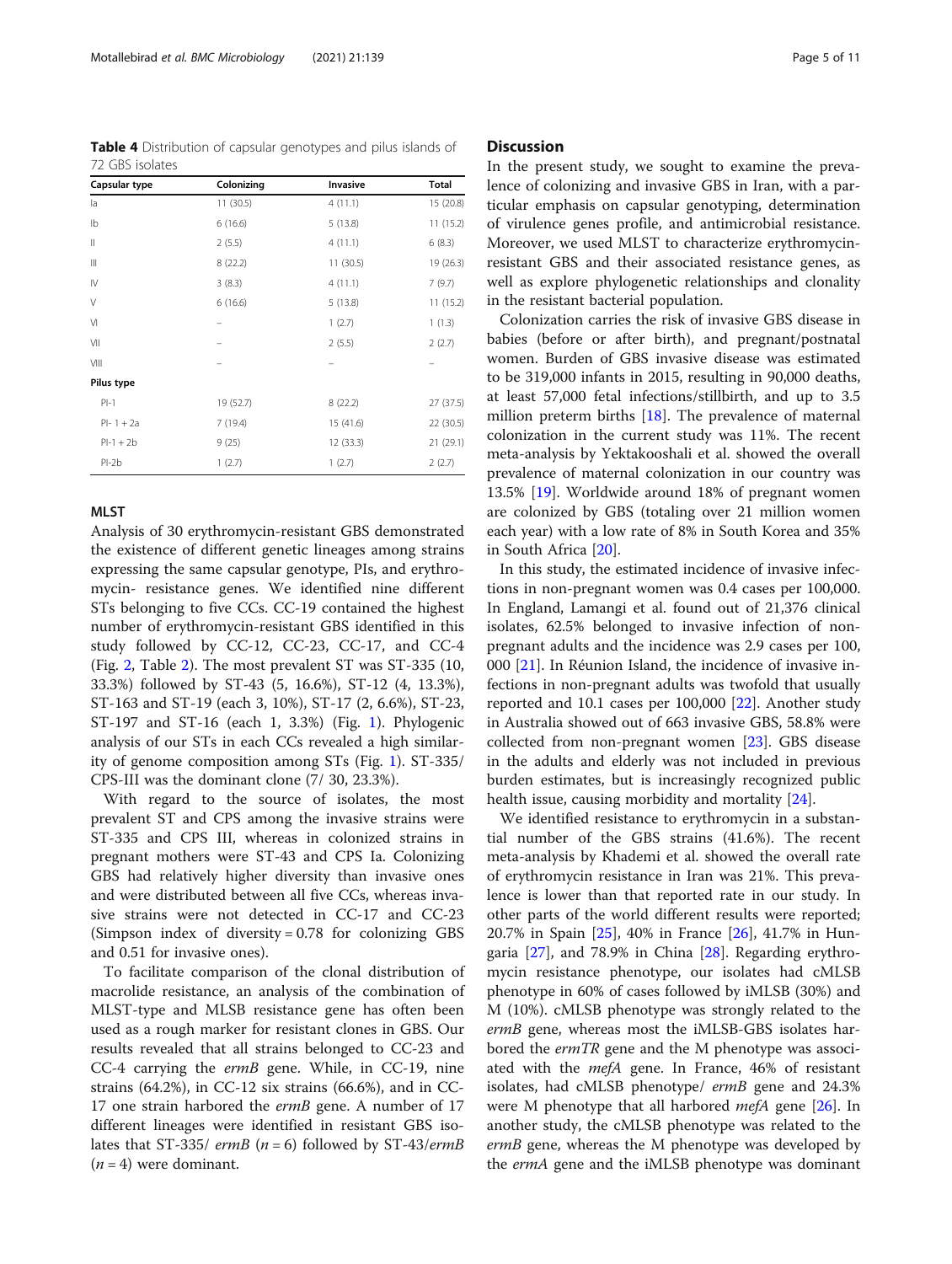**Table 4** Distribution of capsular genotypes and pilus islands of 72 GBS isolates

| Capsular type | Colonizing | Invasive | Total |
|---|---|---|---|
| Ia | 11 (30.5) | 4 (11.1) | 15 (20.8) |
| Ib | 6 (16.6) | 5 (13.8) | 11 (15.2) |
| II | 2 (5.5) | 4 (11.1) | 6 (8.3) |
| III | 8 (22.2) | 11 (30.5) | 19 (26.3) |
| IV | 3 (8.3) | 4 (11.1) | 7 (9.7) |
| V | 6 (16.6) | 5 (13.8) | 11 (15.2) |
| VI | – | 1 (2.7) | 1 (1.3) |
| VII | – | 2 (5.5) | 2 (2.7) |
| VIII | – | – | – |
| **Pilus type** | | | |
| PI-1 | 19 (52.7) | 8 (22.2) | 27 (37.5) |
| PI- 1 + 2a | 7 (19.4) | 15 (41.6) | 22 (30.5) |
| PI-1 + 2b | 9 (25) | 12 (33.3) | 21 (29.1) |
| PI-2b | 1 (2.7) | 1 (2.7) | 2 (2.7) |

## MLST

Analysis of 30 erythromycin-resistant GBS demonstrated the existence of different genetic lineages among strains expressing the same capsular genotype, PIs, and erythromycin- resistance genes. We identified nine different STs belonging to five CCs. CC-19 contained the highest number of erythromycin-resistant GBS identified in this study followed by CC-12, CC-23, CC-17, and CC-4 (Fig. 2, Table 2). The most prevalent ST was ST-335 (10, 33.3%) followed by ST-43 (5, 16.6%), ST-12 (4, 13.3%), ST-163 and ST-19 (each 3, 10%), ST-17 (2, 6.6%), ST-23, ST-197 and ST-16 (each 1, 3.3%) (Fig. 1). Phylogenic analysis of our STs in each CCs revealed a high similarity of genome composition among STs (Fig. 1). ST-335/ CPS-III was the dominant clone (7/ 30, 23.3%).

With regard to the source of isolates, the most prevalent ST and CPS among the invasive strains were ST-335 and CPS III, whereas in colonized strains in pregnant mothers were ST-43 and CPS Ia. Colonizing GBS had relatively higher diversity than invasive ones and were distributed between all five CCs, whereas invasive strains were not detected in CC-17 and CC-23 (Simpson index of diversity = 0.78 for colonizing GBS and 0.51 for invasive ones).

To facilitate comparison of the clonal distribution of macrolide resistance, an analysis of the combination of MLST-type and MLSB resistance gene has often been used as a rough marker for resistant clones in GBS. Our results revealed that all strains belonged to CC-23 and CC-4 carrying the *ermB* gene. While, in CC-19, nine strains (64.2%), in CC-12 six strains (66.6%), and in CC-17 one strain harbored the *ermB* gene. A number of 17 different lineages were identified in resistant GBS isolates that ST-335/ *ermB* ($n = 6$) followed by ST-43/*ermB* ($n = 4$) were dominant.

## Discussion

In the present study, we sought to examine the prevalence of colonizing and invasive GBS in Iran, with a particular emphasis on capsular genotyping, determination of virulence genes profile, and antimicrobial resistance. Moreover, we used MLST to characterize erythromycin-resistant GBS and their associated resistance genes, as well as explore phylogenetic relationships and clonality in the resistant bacterial population.

Colonization carries the risk of invasive GBS disease in babies (before or after birth), and pregnant/postnatal women. Burden of GBS invasive disease was estimated to be 319,000 infants in 2015, resulting in 90,000 deaths, at least 57,000 fetal infections/stillbirth, and up to 3.5 million preterm births [18]. The prevalence of maternal colonization in the current study was 11%. The recent meta-analysis by Yektakooshali et al. showed the overall prevalence of maternal colonization in our country was 13.5% [19]. Worldwide around 18% of pregnant women are colonized by GBS (totaling over 21 million women each year) with a low rate of 8% in South Korea and 35% in South Africa [20].

In this study, the estimated incidence of invasive infections in non-pregnant women was 0.4 cases per 100,000. In England, Lamangi et al. found out of 21,376 clinical isolates, 62.5% belonged to invasive infection of non-pregnant adults and the incidence was 2.9 cases per 100,000 [21]. In Réunion Island, the incidence of invasive infections in non-pregnant adults was twofold that usually reported and 10.1 cases per 100,000 [22]. Another study in Australia showed out of 663 invasive GBS, 58.8% were collected from non-pregnant women [23]. GBS disease in the adults and elderly was not included in previous burden estimates, but is increasingly recognized public health issue, causing morbidity and mortality [24].

We identified resistance to erythromycin in a substantial number of the GBS strains (41.6%). The recent meta-analysis by Khademi et al. showed the overall rate of erythromycin resistance in Iran was 21%. This prevalence is lower than that reported rate in our study. In other parts of the world different results were reported; 20.7% in Spain [25], 40% in France [26], 41.7% in Hungaria [27], and 78.9% in China [28]. Regarding erythromycin resistance phenotype, our isolates had cMLSB phenotype in 60% of cases followed by iMLSB (30%) and M (10%). cMLSB phenotype was strongly related to the *ermB* gene, whereas most the iMLSB-GBS isolates harbored the *ermTR* gene and the M phenotype was associated with the *mefA* gene. In France, 46% of resistant isolates, had cMLSB phenotype/ *ermB* gene and 24.3% were M phenotype that all harbored *mefA* gene [26]. In another study, the cMLSB phenotype was related to the *ermB* gene, whereas the M phenotype was developed by the *ermA* gene and the iMLSB phenotype was dominant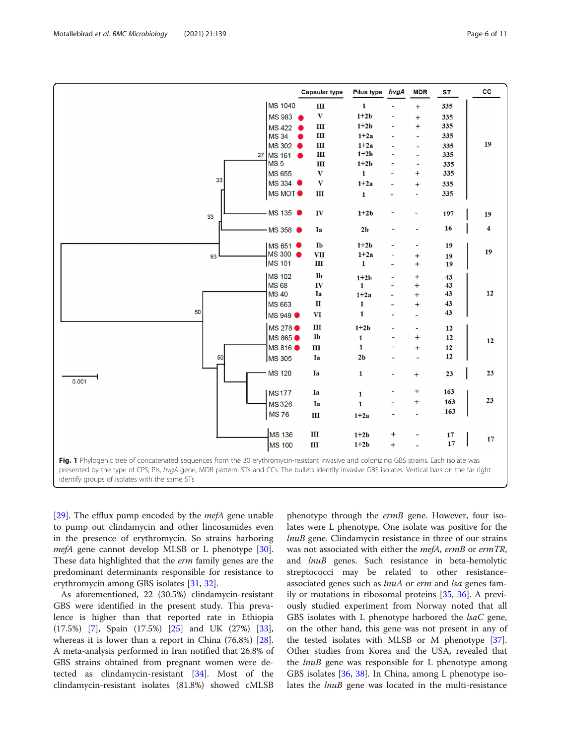| Isolate | Invasive | Capsular type | Pilus type | *hvgA* | MDR | ST | CC |
|---|---|---|---|---|---|---|---|
| MS 1040 | | III | 1 | - | + | 335 | 19 |
| MS 983 | ● | V | 1+2b | - | + | 335 | 19 |
| MS 422 | ● | III | 1+2b | - | + | 335 | 19 |
| MS 34 | ● | III | 1+2a | - | - | 335 | 19 |
| MS 302 | ● | III | 1+2a | - | - | 335 | 19 |
| MS 161 | ● | III | 1+2b | - | - | 335 | 19 |
| MS 5 | | III | 1+2b | - | - | 335 | 19 |
| MS 655 | | V | 1 | - | + | 335 | 19 |
| MS 334 | ● | V | 1+2a | - | + | 335 | 19 |
| MS MOT | ● | III | 1 | - | - | 335 | 19 |
| MS 135 | ● | IV | 1+2b | - | - | 197 | 19 |
| MS 358 | ● | Ia | 2b | - | - | 16 | 4 |
| MS 651 | ● | Ib | 1+2b | - | - | 19 | 19 |
| MS 300 | ● | VII | 1+2a | - | + | 19 | 19 |
| MS 101 | | III | 1 | - | + | 19 | 19 |
| MS 102 | | Ib | 1+2b | - | + | 43 | 12 |
| MS 68 | | IV | 1 | - | + | 43 | 12 |
| MS 40 | | Ia | 1+2a | - | + | 43 | 12 |
| MS 663 | | II | 1 | - | + | 43 | 12 |
| MS 949 | ● | VI | 1 | - | - | 43 | 12 |
| MS 278 | ● | III | 1+2b | - | - | 12 | 12 |
| MS 865 | ● | Ib | 1 | - | + | 12 | 12 |
| MS 816 | ● | III | 1 | - | + | 12 | 12 |
| MS 305 | | Ia | 2b | - | - | 12 | 12 |
| MS 120 | | Ia | 1 | - | + | 23 | 23 |
| MS177 | | Ia | 1 | - | + | 163 | 23 |
| MS326 | | Ia | 1 | - | + | 163 | 23 |
| MS 76 | | III | 1+2a | - | - | 163 | 23 |
| MS 136 | | III | 1+2b | + | - | 17 | 17 |
| MS 100 | | III | 1+2b | + | - | 17 | 17 |

**Fig. 1** Phylogenic tree of concatenated sequences from the 30 erythromycin-resistant invasive and colonizing GBS strains. Each isolate was presented by the type of CPS, PIs, *hvgA* gene, MDR pattern, STs and CCs. The bullets identify invasive GBS isolates. Vertical bars on the far right identify groups of isolates with the same STs

[29]. The efflux pump encoded by the *mefA* gene unable to pump out clindamycin and other lincosamides even in the presence of erythromycin. So strains harboring *mefA* gene cannot develop MLSB or L phenotype [30]. These data highlighted that the *erm* family genes are the predominant determinants responsible for resistance to erythromycin among GBS isolates [31, 32].

As aforementioned, 22 (30.5%) clindamycin-resistant GBS were identified in the present study. This prevalence is higher than that reported rate in Ethiopia (17.5%) [7], Spain (17.5%) [25] and UK (27%) [33], whereas it is lower than a report in China (76.8%) [28]. A meta-analysis performed in Iran notified that 26.8% of GBS strains obtained from pregnant women were detected as clindamycin-resistant [34]. Most of the clindamycin-resistant isolates (81.8%) showed cMLSB phenotype through the *ermB* gene. However, four isolates were L phenotype. One isolate was positive for the *lnuB* gene. Clindamycin resistance in three of our strains was not associated with either the *mefA*, *ermB* or *ermTR*, and *lnuB* genes. Such resistance in beta-hemolytic streptococci may be related to other resistance-associated genes such as *lnuA* or *erm* and *lsa* genes family or mutations in ribosomal proteins [35, 36]. A previously studied experiment from Norway noted that all GBS isolates with L phenotype harbored the *lsaC* gene, on the other hand, this gene was not present in any of the tested isolates with MLSB or M phenotype [37]. Other studies from Korea and the USA, revealed that the *lnuB* gene was responsible for L phenotype among GBS isolates [36, 38]. In China, among L phenotype isolates the *lnuB* gene was located in the multi-resistance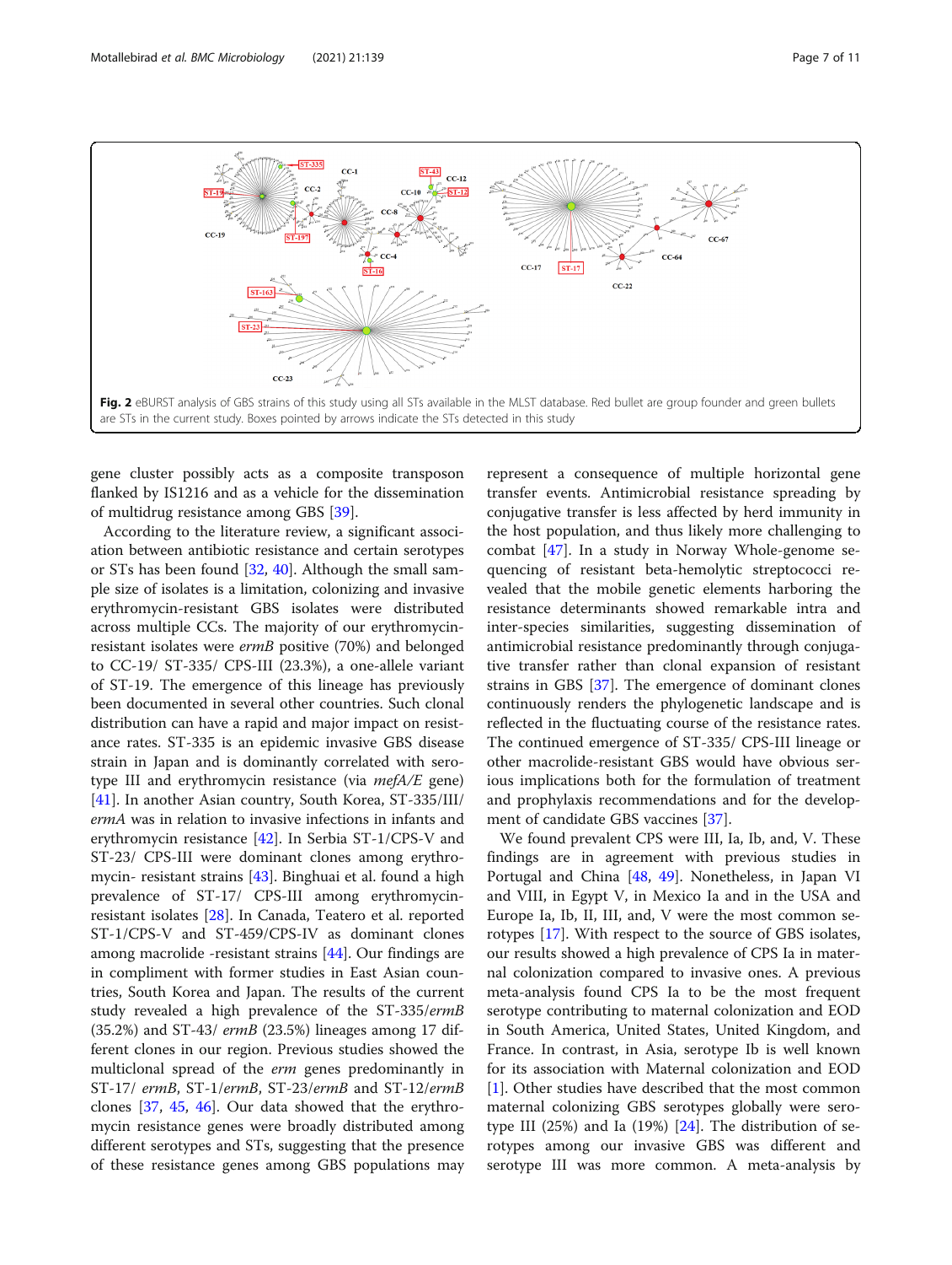Fig. 2 eBURST analysis of GBS strains of this study using all STs available in the MLST database. Red bullet are group founder and green bullets are STs in the current study. Boxes pointed by arrows indicate the STs detected in this study

gene cluster possibly acts as a composite transposon flanked by IS1216 and as a vehicle for the dissemination of multidrug resistance among GBS [39].

According to the literature review, a significant association between antibiotic resistance and certain serotypes or STs has been found [32, 40]. Although the small sample size of isolates is a limitation, colonizing and invasive erythromycin-resistant GBS isolates were distributed across multiple CCs. The majority of our erythromycin-resistant isolates were *ermB* positive (70%) and belonged to CC-19/ ST-335/ CPS-III (23.3%), a one-allele variant of ST-19. The emergence of this lineage has previously been documented in several other countries. Such clonal distribution can have a rapid and major impact on resistance rates. ST-335 is an epidemic invasive GBS disease strain in Japan and is dominantly correlated with serotype III and erythromycin resistance (via *mefA/E* gene) [41]. In another Asian country, South Korea, ST-335/III/*ermA* was in relation to invasive infections in infants and erythromycin resistance [42]. In Serbia ST-1/CPS-V and ST-23/ CPS-III were dominant clones among erythromycin- resistant strains [43]. Binghuai et al. found a high prevalence of ST-17/ CPS-III among erythromycin-resistant isolates [28]. In Canada, Teatero et al. reported ST-1/CPS-V and ST-459/CPS-IV as dominant clones among macrolide -resistant strains [44]. Our findings are in compliment with former studies in East Asian countries, South Korea and Japan. The results of the current study revealed a high prevalence of the ST-335/*ermB* (35.2%) and ST-43/ *ermB* (23.5%) lineages among 17 different clones in our region. Previous studies showed the multiclonal spread of the *erm* genes predominantly in ST-17/ *ermB*, ST-1/*ermB*, ST-23/*ermB* and ST-12/*ermB* clones [37, 45, 46]. Our data showed that the erythromycin resistance genes were broadly distributed among different serotypes and STs, suggesting that the presence of these resistance genes among GBS populations may represent a consequence of multiple horizontal gene transfer events. Antimicrobial resistance spreading by conjugative transfer is less affected by herd immunity in the host population, and thus likely more challenging to combat [47]. In a study in Norway Whole-genome sequencing of resistant beta-hemolytic streptococci revealed that the mobile genetic elements harboring the resistance determinants showed remarkable intra and inter-species similarities, suggesting dissemination of antimicrobial resistance predominantly through conjugative transfer rather than clonal expansion of resistant strains in GBS [37]. The emergence of dominant clones continuously renders the phylogenetic landscape and is reflected in the fluctuating course of the resistance rates. The continued emergence of ST-335/ CPS-III lineage or other macrolide-resistant GBS would have obvious serious implications both for the formulation of treatment and prophylaxis recommendations and for the development of candidate GBS vaccines [37].

We found prevalent CPS were III, Ia, Ib, and, V. These findings are in agreement with previous studies in Portugal and China [48, 49]. Nonetheless, in Japan VI and VIII, in Egypt V, in Mexico Ia and in the USA and Europe Ia, Ib, II, III, and, V were the most common serotypes [17]. With respect to the source of GBS isolates, our results showed a high prevalence of CPS Ia in maternal colonization compared to invasive ones. A previous meta-analysis found CPS Ia to be the most frequent serotype contributing to maternal colonization and EOD in South America, United States, United Kingdom, and France. In contrast, in Asia, serotype Ib is well known for its association with Maternal colonization and EOD [1]. Other studies have described that the most common maternal colonizing GBS serotypes globally were serotype III (25%) and Ia (19%) [24]. The distribution of serotypes among our invasive GBS was different and serotype III was more common. A meta-analysis by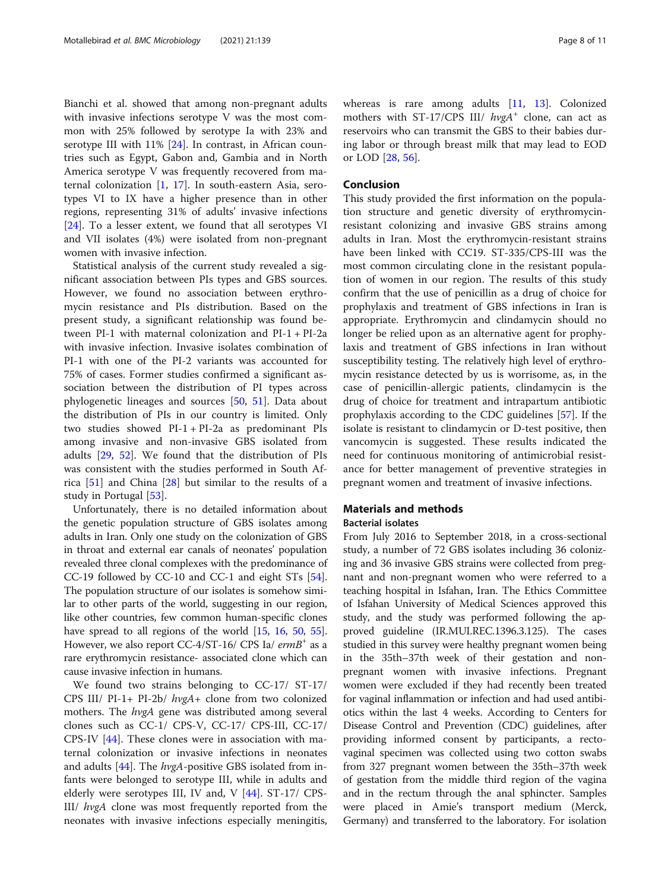Bianchi et al. showed that among non-pregnant adults with invasive infections serotype V was the most common with 25% followed by serotype Ia with 23% and serotype III with 11% [24]. In contrast, in African countries such as Egypt, Gabon and, Gambia and in North America serotype V was frequently recovered from maternal colonization [1, 17]. In south-eastern Asia, serotypes VI to IX have a higher presence than in other regions, representing 31% of adults' invasive infections [24]. To a lesser extent, we found that all serotypes VI and VII isolates (4%) were isolated from non-pregnant women with invasive infection.

Statistical analysis of the current study revealed a significant association between PIs types and GBS sources. However, we found no association between erythromycin resistance and PIs distribution. Based on the present study, a significant relationship was found between PI-1 with maternal colonization and PI-1 + PI-2a with invasive infection. Invasive isolates combination of PI-1 with one of the PI-2 variants was accounted for 75% of cases. Former studies confirmed a significant association between the distribution of PI types across phylogenetic lineages and sources [50, 51]. Data about the distribution of PIs in our country is limited. Only two studies showed PI-1 + PI-2a as predominant PIs among invasive and non-invasive GBS isolated from adults [29, 52]. We found that the distribution of PIs was consistent with the studies performed in South Africa [51] and China [28] but similar to the results of a study in Portugal [53].

Unfortunately, there is no detailed information about the genetic population structure of GBS isolates among adults in Iran. Only one study on the colonization of GBS in throat and external ear canals of neonates' population revealed three clonal complexes with the predominance of CC-19 followed by CC-10 and CC-1 and eight STs [54]. The population structure of our isolates is somehow similar to other parts of the world, suggesting in our region, like other countries, few common human-specific clones have spread to all regions of the world [15, 16, 50, 55]. However, we also report CC-4/ST-16/ CPS Ia/ *ermB*$^+$ as a rare erythromycin resistance- associated clone which can cause invasive infection in humans.

We found two strains belonging to CC-17/ ST-17/ CPS III/ PI-1+ PI-2b/ *hvgA*+ clone from two colonized mothers. The *hvgA* gene was distributed among several clones such as CC-1/ CPS-V, CC-17/ CPS-III, CC-17/ CPS-IV [44]. These clones were in association with maternal colonization or invasive infections in neonates and adults [44]. The *hvgA*-positive GBS isolated from infants were belonged to serotype III, while in adults and elderly were serotypes III, IV and, V [44]. ST-17/ CPS-III/ *hvgA* clone was most frequently reported from the neonates with invasive infections especially meningitis, whereas is rare among adults [11, 13]. Colonized mothers with ST-17/CPS III/ *hvgA*$^+$ clone, can act as reservoirs who can transmit the GBS to their babies during labor or through breast milk that may lead to EOD or LOD [28, 56].

## Conclusion

This study provided the first information on the population structure and genetic diversity of erythromycin-resistant colonizing and invasive GBS strains among adults in Iran. Most the erythromycin-resistant strains have been linked with CC19. ST-335/CPS-III was the most common circulating clone in the resistant population of women in our region. The results of this study confirm that the use of penicillin as a drug of choice for prophylaxis and treatment of GBS infections in Iran is appropriate. Erythromycin and clindamycin should no longer be relied upon as an alternative agent for prophylaxis and treatment of GBS infections in Iran without susceptibility testing. The relatively high level of erythromycin resistance detected by us is worrisome, as, in the case of penicillin-allergic patients, clindamycin is the drug of choice for treatment and intrapartum antibiotic prophylaxis according to the CDC guidelines [57]. If the isolate is resistant to clindamycin or D-test positive, then vancomycin is suggested. These results indicated the need for continuous monitoring of antimicrobial resistance for better management of preventive strategies in pregnant women and treatment of invasive infections.

## Materials and methods

### Bacterial isolates

From July 2016 to September 2018, in a cross-sectional study, a number of 72 GBS isolates including 36 colonizing and 36 invasive GBS strains were collected from pregnant and non-pregnant women who were referred to a teaching hospital in Isfahan, Iran. The Ethics Committee of Isfahan University of Medical Sciences approved this study, and the study was performed following the approved guideline (IR.MUI.REC.1396.3.125). The cases studied in this survey were healthy pregnant women being in the 35th–37th week of their gestation and non-pregnant women with invasive infections. Pregnant women were excluded if they had recently been treated for vaginal inflammation or infection and had used antibiotics within the last 4 weeks. According to Centers for Disease Control and Prevention (CDC) guidelines, after providing informed consent by participants, a recto-vaginal specimen was collected using two cotton swabs from 327 pregnant women between the 35th–37th week of gestation from the middle third region of the vagina and in the rectum through the anal sphincter. Samples were placed in Amie's transport medium (Merck, Germany) and transferred to the laboratory. For isolation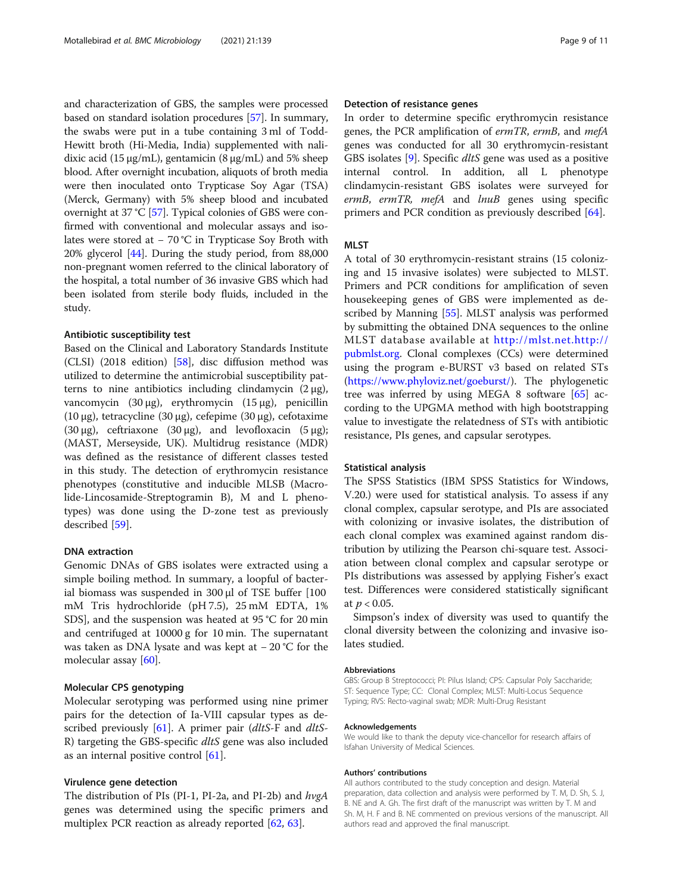and characterization of GBS, the samples were processed based on standard isolation procedures [57]. In summary, the swabs were put in a tube containing 3 ml of Todd-Hewitt broth (Hi-Media, India) supplemented with nalidixic acid (15 μg/mL), gentamicin (8 μg/mL) and 5% sheep blood. After overnight incubation, aliquots of broth media were then inoculated onto Trypticase Soy Agar (TSA) (Merck, Germany) with 5% sheep blood and incubated overnight at 37 °C [57]. Typical colonies of GBS were confirmed with conventional and molecular assays and isolates were stored at − 70 °C in Trypticase Soy Broth with 20% glycerol [44]. During the study period, from 88,000 non-pregnant women referred to the clinical laboratory of the hospital, a total number of 36 invasive GBS which had been isolated from sterile body fluids, included in the study.

### Antibiotic susceptibility test

Based on the Clinical and Laboratory Standards Institute (CLSI) (2018 edition) [58], disc diffusion method was utilized to determine the antimicrobial susceptibility patterns to nine antibiotics including clindamycin (2 μg), vancomycin (30 μg), erythromycin (15 μg), penicillin (10 μg), tetracycline (30 μg), cefepime (30 μg), cefotaxime (30 μg), ceftriaxone (30 μg), and levofloxacin (5 μg); (MAST, Merseyside, UK). Multidrug resistance (MDR) was defined as the resistance of different classes tested in this study. The detection of erythromycin resistance phenotypes (constitutive and inducible MLSB (Macrolide-Lincosamide-Streptogramin B), M and L phenotypes) was done using the D-zone test as previously described [59].

### DNA extraction

Genomic DNAs of GBS isolates were extracted using a simple boiling method. In summary, a loopful of bacterial biomass was suspended in 300 μl of TSE buffer [100 mM Tris hydrochloride (pH 7.5), 25 mM EDTA, 1% SDS], and the suspension was heated at 95 °C for 20 min and centrifuged at 10000 g for 10 min. The supernatant was taken as DNA lysate and was kept at − 20 °C for the molecular assay [60].

### Molecular CPS genotyping

Molecular serotyping was performed using nine primer pairs for the detection of Ia-VIII capsular types as described previously [61]. A primer pair (*dltS*-F and *dltS*-R) targeting the GBS-specific *dltS* gene was also included as an internal positive control [61].

### Virulence gene detection

The distribution of PIs (PI-1, PI-2a, and PI-2b) and *hvgA* genes was determined using the specific primers and multiplex PCR reaction as already reported [62, 63].

### Detection of resistance genes

In order to determine specific erythromycin resistance genes, the PCR amplification of *ermTR*, *ermB*, and *mefA* genes was conducted for all 30 erythromycin-resistant GBS isolates [9]. Specific *dltS* gene was used as a positive internal control. In addition, all L phenotype clindamycin-resistant GBS isolates were surveyed for *ermB*, *ermTR*, *mefA* and *lnuB* genes using specific primers and PCR condition as previously described [64].

### MLST

A total of 30 erythromycin-resistant strains (15 colonizing and 15 invasive isolates) were subjected to MLST. Primers and PCR conditions for amplification of seven housekeeping genes of GBS were implemented as described by Manning [55]. MLST analysis was performed by submitting the obtained DNA sequences to the online MLST database available at http://mlst.net.http://pubmlst.org. Clonal complexes (CCs) were determined using the program e-BURST v3 based on related STs (https://www.phyloviz.net/goeburst/). The phylogenetic tree was inferred by using MEGA 8 software [65] according to the UPGMA method with high bootstrapping value to investigate the relatedness of STs with antibiotic resistance, PIs genes, and capsular serotypes.

### Statistical analysis

The SPSS Statistics (IBM SPSS Statistics for Windows, V.20.) were used for statistical analysis. To assess if any clonal complex, capsular serotype, and PIs are associated with colonizing or invasive isolates, the distribution of each clonal complex was examined against random distribution by utilizing the Pearson chi-square test. Association between clonal complex and capsular serotype or PIs distributions was assessed by applying Fisher's exact test. Differences were considered statistically significant at $p < 0.05$.

Simpson's index of diversity was used to quantify the clonal diversity between the colonizing and invasive isolates studied.

### Abbreviations

GBS: Group B Streptococci; PI: Pilus Island; CPS: Capsular Poly Saccharide; ST: Sequence Type; CC: Clonal Complex; MLST: Multi-Locus Sequence Typing; RVS: Recto-vaginal swab; MDR: Multi-Drug Resistant

### Acknowledgements

We would like to thank the deputy vice-chancellor for research affairs of Isfahan University of Medical Sciences.

### Authors' contributions

All authors contributed to the study conception and design. Material preparation, data collection and analysis were performed by T. M, D. Sh, S. J, B. NE and A. Gh. The first draft of the manuscript was written by T. M and Sh. M, H. F and B. NE commented on previous versions of the manuscript. All authors read and approved the final manuscript.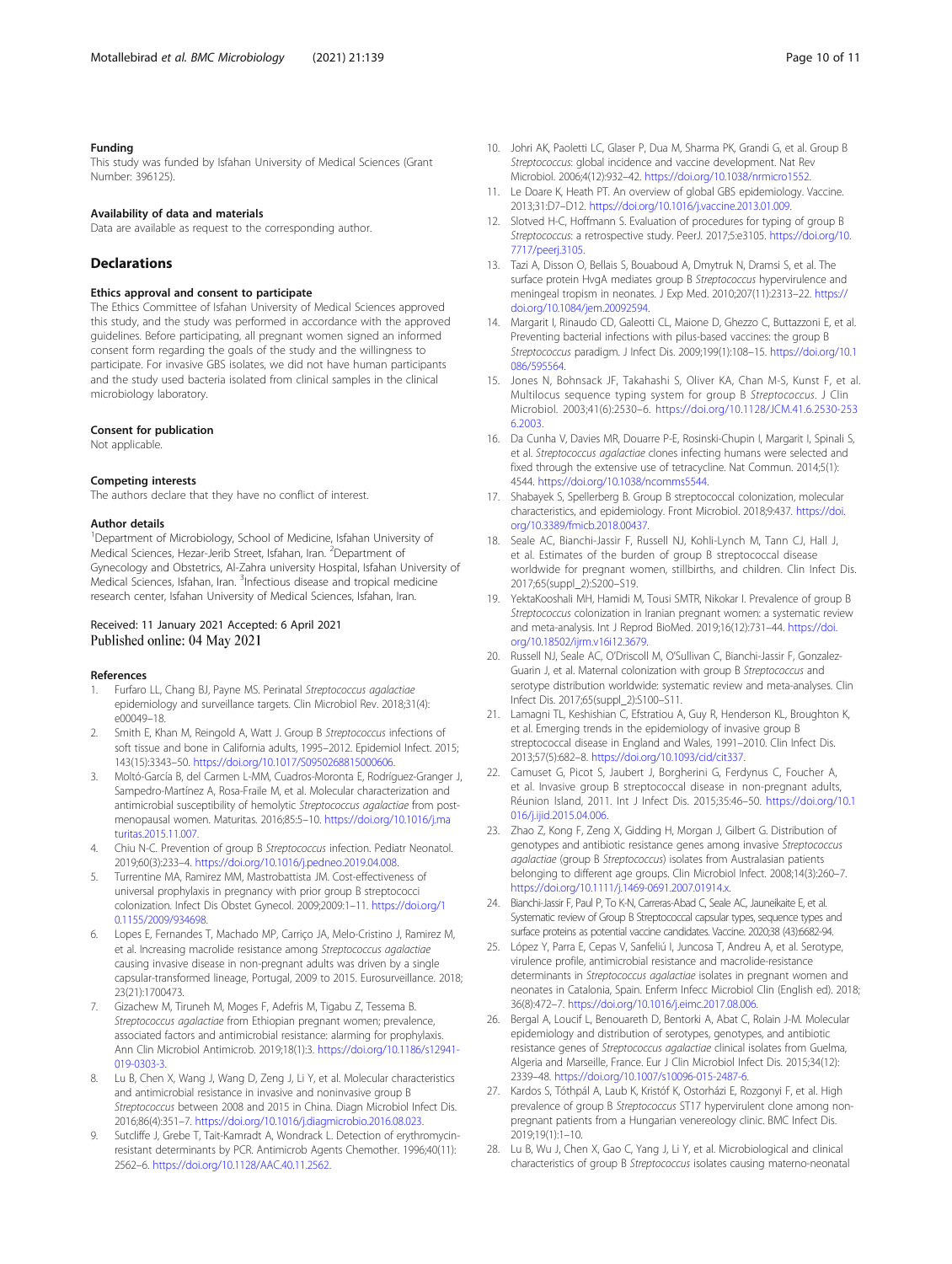### Funding

This study was funded by Isfahan University of Medical Sciences (Grant Number: 396125).

### Availability of data and materials

Data are available as request to the corresponding author.

## Declarations

### Ethics approval and consent to participate

The Ethics Committee of Isfahan University of Medical Sciences approved this study, and the study was performed in accordance with the approved guidelines. Before participating, all pregnant women signed an informed consent form regarding the goals of the study and the willingness to participate. For invasive GBS isolates, we did not have human participants and the study used bacteria isolated from clinical samples in the clinical microbiology laboratory.

### Consent for publication

Not applicable.

### Competing interests

The authors declare that they have no conflict of interest.

### Author details

[1]Department of Microbiology, School of Medicine, Isfahan University of Medical Sciences, Hezar-Jerib Street, Isfahan, Iran. [2]Department of Gynecology and Obstetrics, Al-Zahra university Hospital, Isfahan University of Medical Sciences, Isfahan, Iran. [3]Infectious disease and tropical medicine research center, Isfahan University of Medical Sciences, Isfahan, Iran.

Received: 11 January 2021 Accepted: 6 April 2021
Published online: 04 May 2021

### References

1. Furfaro LL, Chang BJ, Payne MS. Perinatal *Streptococcus agalactiae* epidemiology and surveillance targets. Clin Microbiol Rev. 2018;31(4): e00049–18.
2. Smith E, Khan M, Reingold A, Watt J. Group B *Streptococcus* infections of soft tissue and bone in California adults, 1995–2012. Epidemiol Infect. 2015; 143(15):3343–50. https://doi.org/10.1017/S0950268815000606.
3. Moltó-García B, del Carmen L-MM, Cuadros-Moronta E, Rodríguez-Granger J, Sampedro-Martínez A, Rosa-Fraile M, et al. Molecular characterization and antimicrobial susceptibility of hemolytic *Streptococcus agalactiae* from post-menopausal women. Maturitas. 2016;85:5–10. https://doi.org/10.1016/j.maturitas.2015.11.007.
4. Chiu N-C. Prevention of group B *Streptococcus* infection. Pediatr Neonatol. 2019;60(3):233–4. https://doi.org/10.1016/j.pedneo.2019.04.008.
5. Turrentine MA, Ramirez MM, Mastrobattista JM. Cost-effectiveness of universal prophylaxis in pregnancy with prior group B streptococci colonization. Infect Dis Obstet Gynecol. 2009;2009:1–11. https://doi.org/10.1155/2009/934698.
6. Lopes E, Fernandes T, Machado MP, Carriço JA, Melo-Cristino J, Ramirez M, et al. Increasing macrolide resistance among *Streptococcus agalactiae* causing invasive disease in non-pregnant adults was driven by a single capsular-transformed lineage, Portugal, 2009 to 2015. Eurosurveillance. 2018; 23(21):1700473.
7. Gizachew M, Tiruneh M, Moges F, Adefris M, Tigabu Z, Tessema B. *Streptococcus agalactiae* from Ethiopian pregnant women; prevalence, associated factors and antimicrobial resistance: alarming for prophylaxis. Ann Clin Microbiol Antimicrob. 2019;18(1):3. https://doi.org/10.1186/s12941-019-0303-3.
8. Lu B, Chen X, Wang J, Wang D, Zeng J, Li Y, et al. Molecular characteristics and antimicrobial resistance in invasive and noninvasive group B *Streptococcus* between 2008 and 2015 in China. Diagn Microbiol Infect Dis. 2016;86(4):351–7. https://doi.org/10.1016/j.diagmicrobio.2016.08.023.
9. Sutcliffe J, Grebe T, Tait-Kamradt A, Wondrack L. Detection of erythromycin-resistant determinants by PCR. Antimicrob Agents Chemother. 1996;40(11): 2562–6. https://doi.org/10.1128/AAC.40.11.2562.
10. Johri AK, Paoletti LC, Glaser P, Dua M, Sharma PK, Grandi G, et al. Group B *Streptococcus*: global incidence and vaccine development. Nat Rev Microbiol. 2006;4(12):932–42. https://doi.org/10.1038/nrmicro1552.
11. Le Doare K, Heath PT. An overview of global GBS epidemiology. Vaccine. 2013;31:D7–D12. https://doi.org/10.1016/j.vaccine.2013.01.009.
12. Slotved H-C, Hoffmann S. Evaluation of procedures for typing of group B *Streptococcus*: a retrospective study. PeerJ. 2017;5:e3105. https://doi.org/10.7717/peerj.3105.
13. Tazi A, Disson O, Bellais S, Bouaboud A, Dmytruk N, Dramsi S, et al. The surface protein HvgA mediates group B *Streptococcus* hypervirulence and meningeal tropism in neonates. J Exp Med. 2010;207(11):2313–22. https://doi.org/10.1084/jem.20092594.
14. Margarit I, Rinaudo CD, Galeotti CL, Maione D, Ghezzo C, Buttazzoni E, et al. Preventing bacterial infections with pilus-based vaccines: the group B *Streptococcus* paradigm. J Infect Dis. 2009;199(1):108–15. https://doi.org/10.1086/595564.
15. Jones N, Bohnsack JF, Takahashi S, Oliver KA, Chan M-S, Kunst F, et al. Multilocus sequence typing system for group B *Streptococcus*. J Clin Microbiol. 2003;41(6):2530–6. https://doi.org/10.1128/JCM.41.6.2530-2536.2003.
16. Da Cunha V, Davies MR, Douarre P-E, Rosinski-Chupin I, Margarit I, Spinali S, et al. *Streptococcus agalactiae* clones infecting humans were selected and fixed through the extensive use of tetracycline. Nat Commun. 2014;5(1): 4544. https://doi.org/10.1038/ncomms5544.
17. Shabayek S, Spellerberg B. Group B streptococcal colonization, molecular characteristics, and epidemiology. Front Microbiol. 2018;9:437. https://doi.org/10.3389/fmicb.2018.00437.
18. Seale AC, Bianchi-Jassir F, Russell NJ, Kohli-Lynch M, Tann CJ, Hall J, et al. Estimates of the burden of group B streptococcal disease worldwide for pregnant women, stillbirths, and children. Clin Infect Dis. 2017;65(suppl_2):S200–S19.
19. YektaKooshali MH, Hamidi M, Tousi SMTR, Nikokar I. Prevalence of group B *Streptococcus* colonization in Iranian pregnant women: a systematic review and meta-analysis. Int J Reprod BioMed. 2019;16(12):731–44. https://doi.org/10.18502/ijrm.v16i12.3679.
20. Russell NJ, Seale AC, O'Driscoll M, O'Sullivan C, Bianchi-Jassir F, Gonzalez-Guarin J, et al. Maternal colonization with group B *Streptococcus* and serotype distribution worldwide: systematic review and meta-analyses. Clin Infect Dis. 2017;65(suppl_2):S100–S11.
21. Lamagni TL, Keshishian C, Efstratiou A, Guy R, Henderson KL, Broughton K, et al. Emerging trends in the epidemiology of invasive group B streptococcal disease in England and Wales, 1991–2010. Clin Infect Dis. 2013;57(5):682–8. https://doi.org/10.1093/cid/cit337.
22. Camuset G, Picot S, Jaubert J, Borgherini G, Ferdynus C, Foucher A, et al. Invasive group B streptococcal disease in non-pregnant adults, Réunion Island, 2011. Int J Infect Dis. 2015;35:46–50. https://doi.org/10.1016/j.ijid.2015.04.006.
23. Zhao Z, Kong F, Zeng X, Gidding H, Morgan J, Gilbert G. Distribution of genotypes and antibiotic resistance genes among invasive *Streptococcus agalactiae* (group B *Streptococcus*) isolates from Australasian patients belonging to different age groups. Clin Microbiol Infect. 2008;14(3):260–7. https://doi.org/10.1111/j.1469-0691.2007.01914.x.
24. Bianchi-Jassir F, Paul P, To K-N, Carreras-Abad C, Seale AC, Jauneikaite E, et al. Systematic review of Group B Streptococcal capsular types, sequence types and surface proteins as potential vaccine candidates. Vaccine. 2020;38 (43):6682-94.
25. López Y, Parra E, Cepas V, Sanfeliú I, Juncosa T, Andreu A, et al. Serotype, virulence profile, antimicrobial resistance and macrolide-resistance determinants in *Streptococcus agalactiae* isolates in pregnant women and neonates in Catalonia, Spain. Enferm Infecc Microbiol Clin (English ed). 2018; 36(8):472–7. https://doi.org/10.1016/j.eimc.2017.08.006.
26. Bergal A, Loucif L, Benouareth D, Bentorki A, Abat C, Rolain J-M. Molecular epidemiology and distribution of serotypes, genotypes, and antibiotic resistance genes of *Streptococcus agalactiae* clinical isolates from Guelma, Algeria and Marseille, France. Eur J Clin Microbiol Infect Dis. 2015;34(12): 2339–48. https://doi.org/10.1007/s10096-015-2487-6.
27. Kardos S, Tóthpál A, Laub K, Kristóf K, Ostorházi E, Rozgonyi F, et al. High prevalence of group B *Streptococcus* ST17 hypervirulent clone among non-pregnant patients from a Hungarian venereology clinic. BMC Infect Dis. 2019;19(1):1–10.
28. Lu B, Wu J, Chen X, Gao C, Yang J, Li Y, et al. Microbiological and clinical characteristics of group B *Streptococcus* isolates causing materno-neonatal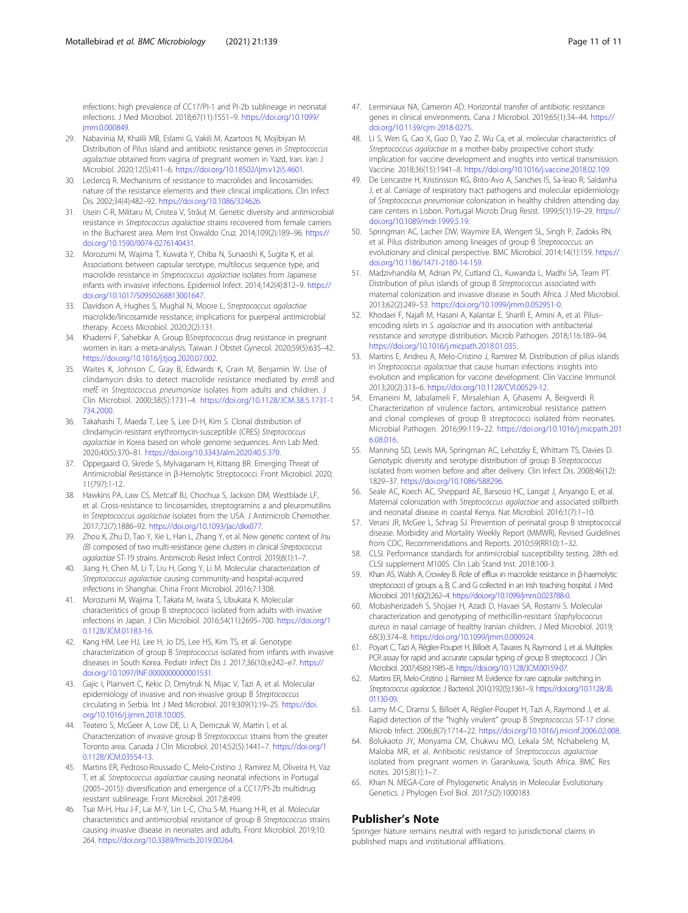infections: high prevalence of CC17/PI-1 and PI-2b sublineage in neonatal infections. J Med Microbiol. 2018;67(11):1551–9. https://doi.org/10.1099/jmm.0.000849.

29. Nabavinia M, Khalili MB, Eslami G, Vakili M, Azartoos N, Mojibiyan M. Distribution of Pilus island and antibiotic resistance genes in *Streptococcus agalactiae* obtained from vagina of pregnant women in Yazd, Iran. Iran J Microbiol. 2020;12(5):411–6. https://doi.org/10.18502/ijm.v12i5.4601.
30. Leclercq R. Mechanisms of resistance to macrolides and lincosamides: nature of the resistance elements and their clinical implications. Clin Infect Dis. 2002;34(4):482–92. https://doi.org/10.1086/324626.
31. Usein C-R, Militaru M, Cristea V, Străuţ M. Genetic diversity and antimicrobial resistance in *Streptococcus agalactiae* strains recovered from female carriers in the Bucharest area. Mem Inst Oswaldo Cruz. 2014;109(2):189–96. https://doi.org/10.1590/0074-0276140431.
32. Morozumi M, Wajima T, Kuwata Y, Chiba N, Sunaoshi K, Sugita K, et al. Associations between capsular serotype, multilocus sequence type, and macrolide resistance in *Streptococcus agalactiae* isolates from Japanese infants with invasive infections. Epidemiol Infect. 2014;142(4):812–9. https://doi.org/10.1017/S0950268813001647.
33. Davidson A, Hughes S, Mughal N, Moore L. *Streptococcus agalactiae* macrolide/lincosamide resistance; implications for puerperal antimicrobial therapy. Access Microbiol. 2020;2(2):131.
34. Khademi F, Sahebkar A. Group B*Streptococcus* drug resistance in pregnant women in Iran: a meta-analysis. Taiwan J Obstet Gynecol. 2020;59(5):635–42. https://doi.org/10.1016/j.tjog.2020.07.002.
35. Waites K, Johnson C, Gray B, Edwards K, Crain M, Benjamin W. Use of clindamycin disks to detect macrolide resistance mediated by *ermB* and *mefE* in *Streptococcus pneumoniae* isolates from adults and children. J Clin Microbiol. 2000;38(5):1731–4. https://doi.org/10.1128/JCM.38.5.1731-1734.2000.
36. Takahashi T, Maeda T, Lee S, Lee D-H, Kim S. Clonal distribution of clindamycin-resistant erythromycin-susceptible (CRES) *Streptococcus agalactiae* in Korea based on whole genome sequences. Ann Lab Med. 2020;40(5):370–81. https://doi.org/10.3343/alm.2020.40.5.370.
37. Oppegaard O, Skrede S, Mylvaganam H, Kittang BR. Emerging Threat of Antimicrobial Resistance in β-Hemolytic Streptococci. Front Microbiol. 2020;11(797):1-12.
38. Hawkins PA, Law CS, Metcalf BJ, Chochua S, Jackson DM, Westblade LF, et al. Cross-resistance to lincosamides, streptogramins a and pleuromutilins in *Streptococcus agalactiae* isolates from the USA. J Antimicrob Chemother. 2017;72(7):1886–92. https://doi.org/10.1093/jac/dkx077.
39. Zhou K, Zhu D, Tao Y, Xie L, Han L, Zhang Y, et al. New genetic context of *lnu (B)* composed of two multi-resistance gene clusters in clinical *Streptococcus agalactiae* ST-19 strains. Antimicrob Resist Infect Control. 2019;8(1):1–7.
40. Jiang H, Chen M, Li T, Liu H, Gong Y, Li M. Molecular characterization of *Streptococcus agalactiae* causing community-and hospital-acquired infections in Shanghai. China Front Microbiol. 2016;7:1308.
41. Morozumi M, Wajima T, Takata M, Iwata S, Ubukata K. Molecular characteristics of group B streptococci isolated from adults with invasive infections in Japan. J Clin Microbiol. 2016;54(11):2695–700. https://doi.org/10.1128/JCM.01183-16.
42. Kang HM, Lee HJ, Lee H, Jo DS, Lee HS, Kim TS, et al. Genotype characterization of group B *Streptococcus* isolated from infants with invasive diseases in South Korea. Pediatr Infect Dis J. 2017;36(10):e242–e7. https://doi.org/10.1097/INF.0000000000001531.
43. Gajic I, Plainvert C, Kekic D, Dmytruk N, Mijac V, Tazi A, et al. Molecular epidemiology of invasive and non-invasive group B *Streptococcus* circulating in Serbia. Int J Med Microbiol. 2019;309(1):19–25. https://doi.org/10.1016/j.ijmm.2018.10.005.
44. Teatero S, McGeer A, Low DE, Li A, Demczuk W, Martin I, et al. Characterization of invasive group B *Streptococcus* strains from the greater Toronto area. Canada J Clin Microbiol. 2014;52(5):1441–7. https://doi.org/10.1128/JCM.03554-13.
45. Martins ER, Pedroso-Roussado C, Melo-Cristino J, Ramirez M, Oliveira H, Vaz T, et al. *Streptococcus agalactiae* causing neonatal infections in Portugal (2005–2015): diversification and emergence of a CC17/PI-2b multidrug resistant sublineage. Front Microbiol. 2017;8:499.
46. Tsai M-H, Hsu J-F, Lai M-Y, Lin L-C, Chu S-M, Huang H-R, et al. Molecular characteristics and antimicrobial resistance of group B *Streptococcus* strains causing invasive disease in neonates and adults. Front Microbiol. 2019;10:264. https://doi.org/10.3389/fmicb.2019.00264.
47. Lerminiaux NA, Cameron AD. Horizontal transfer of antibiotic resistance genes in clinical environments. Cana J Microbiol. 2019;65(1):34–44. https://doi.org/10.1139/cjm-2018-0275.
48. Li S, Wen G, Cao X, Guo D, Yao Z. Wu Ca, et al. molecular characteristics of *Streptococcus agalactiae* in a mother-baby prospective cohort study: implication for vaccine development and insights into vertical transmission. Vaccine. 2018;36(15):1941–8. https://doi.org/10.1016/j.vaccine.2018.02.109.
49. De Lencastre H, Kristinsson KG, Brito-Avo A, Sanches IS, Sa-leao R, Saldanha J, et al. Carriage of respiratory tract pathogens and molecular epidemiology of *Streptococcus pneumoniae* colonization in healthy children attending day care centers in Lisbon. Portugal Microb Drug Resist. 1999;5(1):19–29. https://doi.org/10.1089/mdr.1999.5.19.
50. Springman AC, Lacher DW, Waymire EA, Wengert SL, Singh P, Zadoks RN, et al. Pilus distribution among lineages of group B *Streptococcus*: an evolutionary and clinical perspective. BMC Microbiol. 2014;14(1):159. https://doi.org/10.1186/1471-2180-14-159.
51. Madzivhandila M, Adrian PV, Cutland CL, Kuwanda L, Madhi SA, Team PT. Distribution of pilus islands of group B *Streptococcus* associated with maternal colonization and invasive disease in South Africa. J Med Microbiol. 2013;62(2):249–53. https://doi.org/10.1099/jmm.0.052951-0.
52. Khodaei F, Najafi M, Hasani A, Kalantar E, Sharifi E, Amini A, et al. Pilus–encoding islets in *S. agalactiae* and its association with antibacterial resistance and serotype distribution. Microb Pathogen. 2018;116:189–94. https://doi.org/10.1016/j.micpath.2018.01.035.
53. Martins E, Andreu A, Melo-Cristino J, Ramirez M. Distribution of pilus islands in *Streptococcus agalactiae* that cause human infections: insights into evolution and implication for vaccine development. Clin Vaccine Immunol. 2013;20(2):313–6. https://doi.org/10.1128/CVI.00529-12.
54. Emaneini M, Jabalameli F, Mirsalehian A, Ghasemi A, Beigverdi R. Characterization of virulence factors, antimicrobial resistance pattern and clonal complexes of group B streptococci isolated from neonates. Microbial Pathogen. 2016;99:119–22. https://doi.org/10.1016/j.micpath.2016.08.016.
55. Manning SD, Lewis MA, Springman AC, Lehotzky E, Whittam TS, Davies D. Genotypic diversity and serotype distribution of group B *Streptococcus* isolated from women before and after delivery. Clin Infect Dis. 2008;46(12):1829–37. https://doi.org/10.1086/588296.
56. Seale AC, Koech AC, Sheppard AE, Barsosio HC, Langat J, Anyango E, et al. Maternal colonization with *Streptococcus agalactiae* and associated stillbirth and neonatal disease in coastal Kenya. Nat Microbiol. 2016;1(7):1–10.
57. Verani JR, McGee L, Schrag SJ. Prevention of perinatal group B streptococcal disease. Morbidity and Mortality Weekly Report (MMWR), Revised Guidelines from CDC, Recommendations and Reports. 2010;59(RR10):1–32.
58. CLSI. Performance standards for antimicrobial susceptibility testing. 28th ed. CLSI supplement M100S. Clin Lab Stand Inst. 2018:100-3.
59. Khan AS, Walsh A, Crowley B. Role of efflux in macrolide resistance in β-haemolytic streptococci of groups a, B, C and G collected in an Irish teaching hospital. J Med Microbiol. 2011;60(2):262–4. https://doi.org/10.1099/jmm.0.023788-0.
60. Mobasherizadeh S, Shojaei H, Azadi D, Havaei SA, Rostami S. Molecular characterization and genotyping of methicillin-resistant *Staphylococcus aureus* in nasal carriage of healthy Iranian children. J Med Microbiol. 2019;68(3):374–8. https://doi.org/10.1099/jmm.0.000924.
61. Poyart C, Tazi A, Réglier-Poupet H, Billoët A, Tavares N, Raymond J, et al. Multiplex PCR assay for rapid and accurate capsular typing of group B streptococci. J Clin Microbiol. 2007;45(6):1985–8. https://doi.org/10.1128/JCM.00159-07.
62. Martins ER, Melo-Cristino J, Ramirez M. Evidence for rare capsular switching in *Streptococcus agalactiae*. J Bacteriol. 2010;192(5):1361–9. https://doi.org/10.1128/JB.01130-09.
63. Lamy M-C, Dramsi S, Billoët A, Réglier-Poupet H, Tazi A, Raymond J, et al. Rapid detection of the "highly virulent" group B *Streptococcus* ST-17 clone. Microb Infect. 2006;8(7):1714–22. https://doi.org/10.1016/j.micinf.2006.02.008.
64. Bolukaoto JY, Monyama CM, Chukwu MO, Lekala SM, Nchabeleng M, Maloba MR, et al. Antibiotic resistance of *Streptococcus agalactiae* isolated from pregnant women in Garankuwa, South Africa. BMC Res notes. 2015;8(1):1–7.
65. Khan N. MEGA-Core of Phylogenetic Analysis in Molecular Evolutionary Genetics. J Phylogen Evol Biol. 2017;5(2):1000183.

## Publisher's Note

Springer Nature remains neutral with regard to jurisdictional claims in published maps and institutional affiliations.